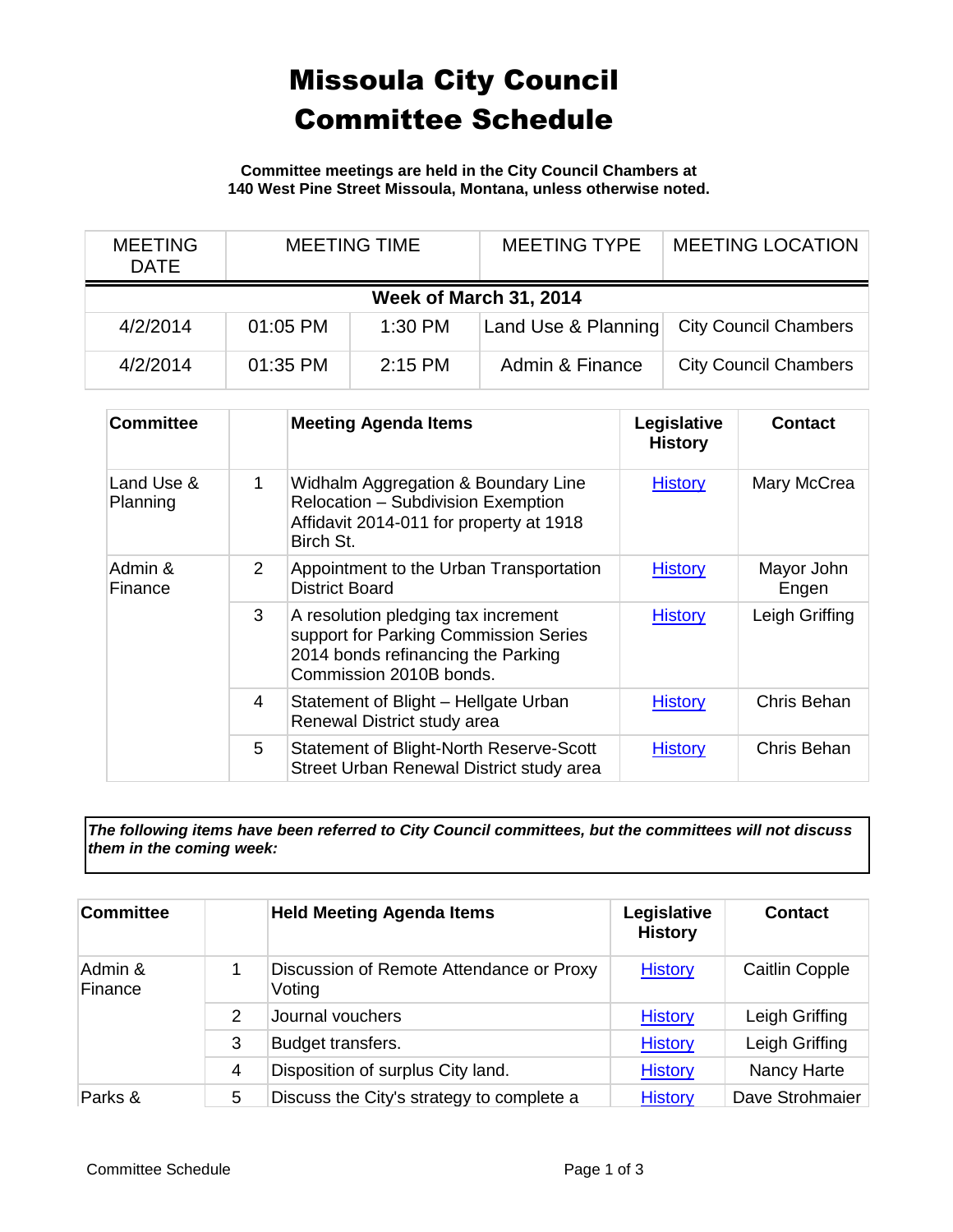# Missoula City Council Committee Schedule

**Committee meetings are held in the City Council Chambers at 140 West Pine Street Missoula, Montana, unless otherwise noted.**

| MEETING DATE | MEETING TIME | | MEETING TYPE | MEETING LOCATION |
|---|---|---|---|---|
| **Week of March 31, 2014** | | | | |
| 4/2/2014 | 01:05 PM | 1:30 PM | Land Use & Planning | City Council Chambers |
| 4/2/2014 | 01:35 PM | 2:15 PM | Admin & Finance | City Council Chambers |

| **Committee** | | **Meeting Agenda Items** | **Legislative History** | **Contact** |
|---|---|---|---|---|
| Land Use & Planning | 1 | Widhalm Aggregation & Boundary Line Relocation – Subdivision Exemption Affidavit 2014-011 for property at 1918 Birch St. | History | Mary McCrea |
| Admin & Finance | 2 | Appointment to the Urban Transportation District Board | History | Mayor John Engen |
| | 3 | A resolution pledging tax increment support for Parking Commission Series 2014 bonds refinancing the Parking Commission 2010B bonds. | History | Leigh Griffing |
| | 4 | Statement of Blight – Hellgate Urban Renewal District study area | History | Chris Behan |
| | 5 | Statement of Blight-North Reserve-Scott Street Urban Renewal District study area | History | Chris Behan |

***The following items have been referred to City Council committees, but the committees will not discuss them in the coming week:***

| **Committee** | | **Held Meeting Agenda Items** | **Legislative History** | **Contact** |
|---|---|---|---|---|
| Admin & Finance | 1 | Discussion of Remote Attendance or Proxy Voting | History | Caitlin Copple |
| | 2 | Journal vouchers | History | Leigh Griffing |
| | 3 | Budget transfers. | History | Leigh Griffing |
| | 4 | Disposition of surplus City land. | History | Nancy Harte |
| Parks & | 5 | Discuss the City's strategy to complete a | History | Dave Strohmaier |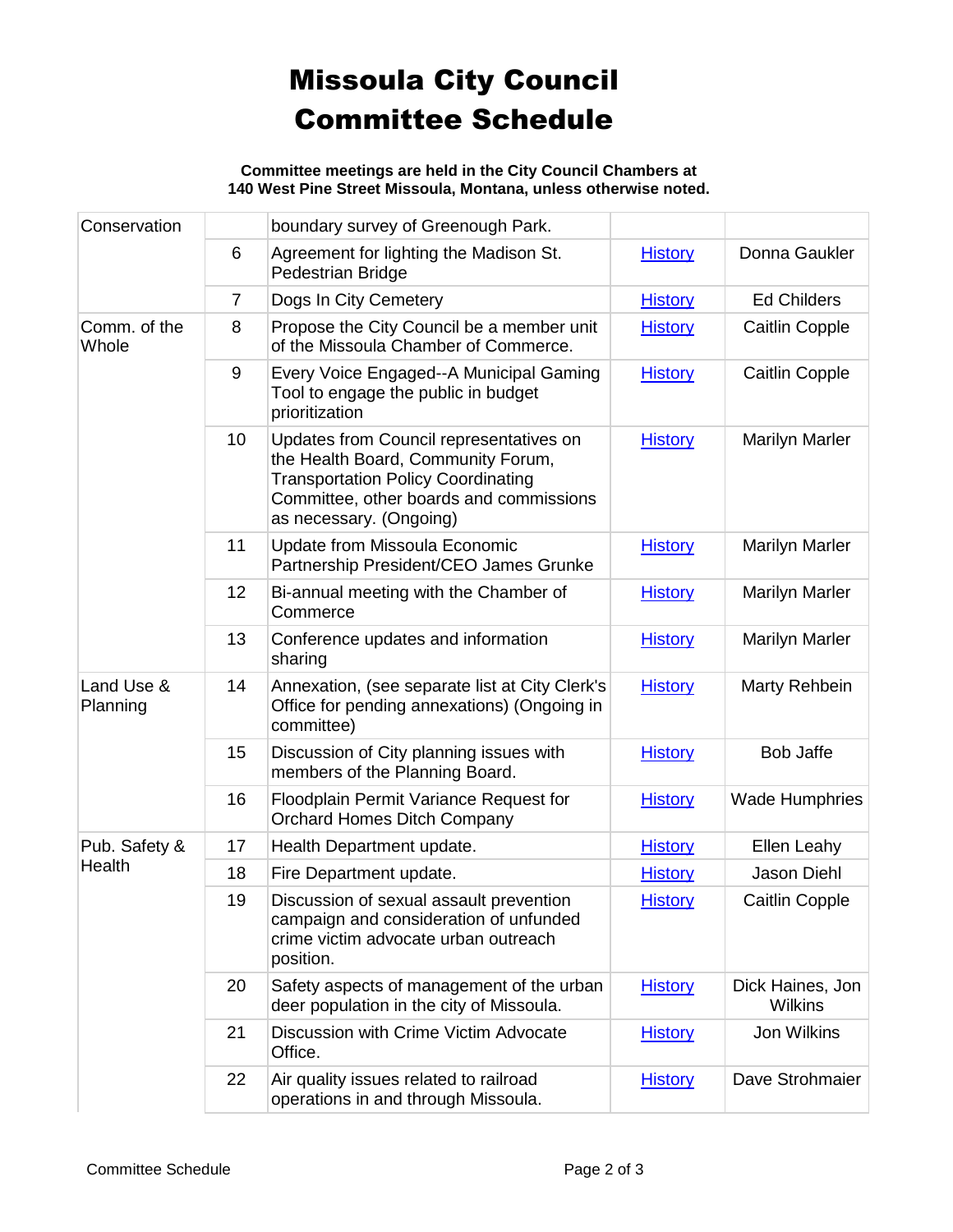# Missoula City Council Committee Schedule

**Committee meetings are held in the City Council Chambers at 140 West Pine Street Missoula, Montana, unless otherwise noted.**

| | | | | |
|---|---|---|---|---|
| Conservation | | boundary survey of Greenough Park. | | |
| | 6 | Agreement for lighting the Madison St. Pedestrian Bridge | History | Donna Gaukler |
| | 7 | Dogs In City Cemetery | History | Ed Childers |
| Comm. of the Whole | 8 | Propose the City Council be a member unit of the Missoula Chamber of Commerce. | History | Caitlin Copple |
| | 9 | Every Voice Engaged--A Municipal Gaming Tool to engage the public in budget prioritization | History | Caitlin Copple |
| | 10 | Updates from Council representatives on the Health Board, Community Forum, Transportation Policy Coordinating Committee, other boards and commissions as necessary. (Ongoing) | History | Marilyn Marler |
| | 11 | Update from Missoula Economic Partnership President/CEO James Grunke | History | Marilyn Marler |
| | 12 | Bi-annual meeting with the Chamber of Commerce | History | Marilyn Marler |
| | 13 | Conference updates and information sharing | History | Marilyn Marler |
| Land Use & Planning | 14 | Annexation, (see separate list at City Clerk's Office for pending annexations) (Ongoing in committee) | History | Marty Rehbein |
| | 15 | Discussion of City planning issues with members of the Planning Board. | History | Bob Jaffe |
| | 16 | Floodplain Permit Variance Request for Orchard Homes Ditch Company | History | Wade Humphries |
| Pub. Safety & Health | 17 | Health Department update. | History | Ellen Leahy |
| | 18 | Fire Department update. | History | Jason Diehl |
| | 19 | Discussion of sexual assault prevention campaign and consideration of unfunded crime victim advocate urban outreach position. | History | Caitlin Copple |
| | 20 | Safety aspects of management of the urban deer population in the city of Missoula. | History | Dick Haines, Jon Wilkins |
| | 21 | Discussion with Crime Victim Advocate Office. | History | Jon Wilkins |
| | 22 | Air quality issues related to railroad operations in and through Missoula. | History | Dave Strohmaier |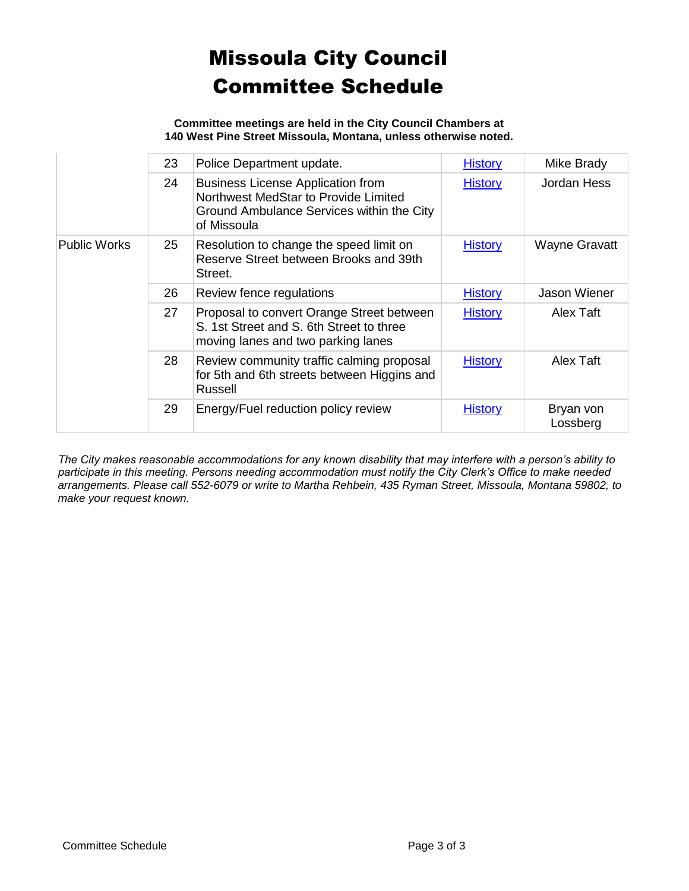# Missoula City Council Committee Schedule

**Committee meetings are held in the City Council Chambers at 140 West Pine Street Missoula, Montana, unless otherwise noted.**

| | | | | |
|---|---|---|---|---|
| | 23 | Police Department update. | History | Mike Brady |
| | 24 | Business License Application from Northwest MedStar to Provide Limited Ground Ambulance Services within the City of Missoula | History | Jordan Hess |
| Public Works | 25 | Resolution to change the speed limit on Reserve Street between Brooks and 39th Street. | History | Wayne Gravatt |
| | 26 | Review fence regulations | History | Jason Wiener |
| | 27 | Proposal to convert Orange Street between S. 1st Street and S. 6th Street to three moving lanes and two parking lanes | History | Alex Taft |
| | 28 | Review community traffic calming proposal for 5th and 6th streets between Higgins and Russell | History | Alex Taft |
| | 29 | Energy/Fuel reduction policy review | History | Bryan von Lossberg |

*The City makes reasonable accommodations for any known disability that may interfere with a person's ability to participate in this meeting. Persons needing accommodation must notify the City Clerk's Office to make needed arrangements. Please call 552-6079 or write to Martha Rehbein, 435 Ryman Street, Missoula, Montana 59802, to make your request known.*